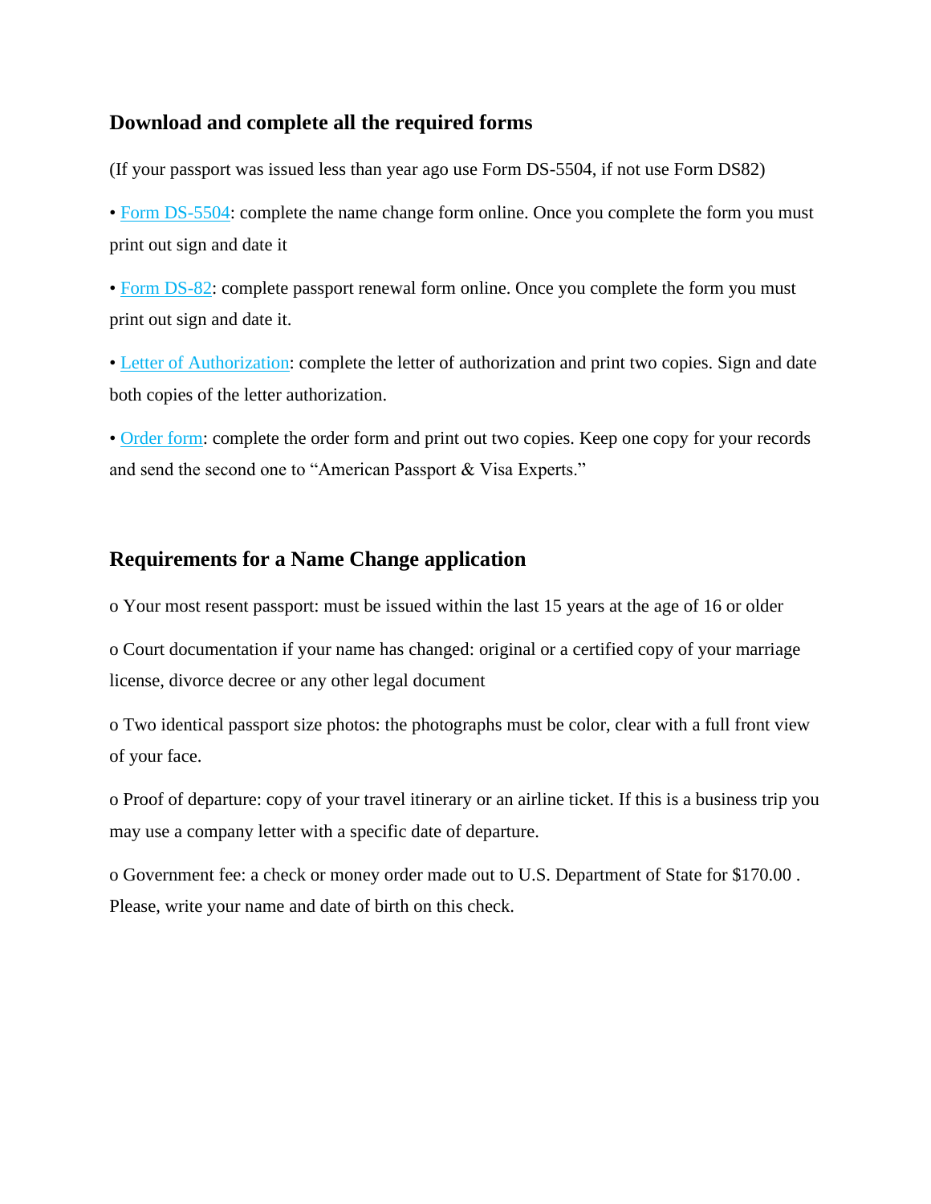## Download and complete all the required forms

(If your passport was issued less than year ago use Form DS-5504, if not use Form DS82)

• Form DS-5504: complete the name change form online. Once you complete the form you must print out sign and date it

• Form DS-82: complete passport renewal form online. Once you complete the form you must print out sign and date it.

• Letter of Authorization: complete the letter of authorization and print two copies. Sign and date both copies of the letter authorization.

• Order form: complete the order form and print out two copies. Keep one copy for your records and send the second one to "American Passport & Visa Experts."

## Requirements for a Name Change application

o Your most resent passport: must be issued within the last 15 years at the age of 16 or older

o Court documentation if your name has changed: original or a certified copy of your marriage license, divorce decree or any other legal document

o Two identical passport size photos: the photographs must be color, clear with a full front view of your face.

o Proof of departure: copy of your travel itinerary or an airline ticket. If this is a business trip you may use a company letter with a specific date of departure.

o Government fee: a check or money order made out to U.S. Department of State for $170.00 . Please, write your name and date of birth on this check.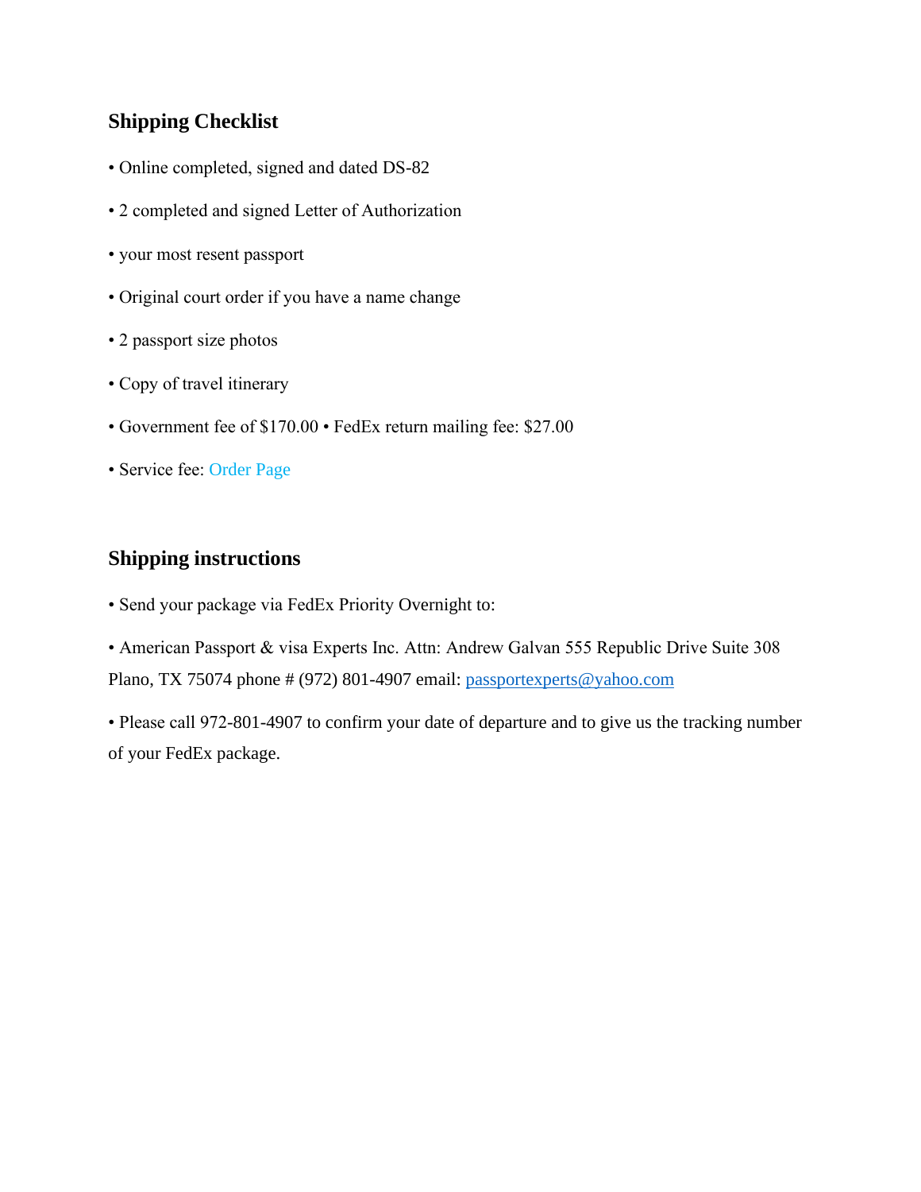## Shipping Checklist

- Online completed, signed and dated DS-82
- 2 completed and signed Letter of Authorization
- your most resent passport
- Original court order if you have a name change
- 2 passport size photos
- Copy of travel itinerary
- Government fee of $170.00 • FedEx return mailing fee: $27.00
- Service fee: Order Page

## Shipping instructions

- Send your package via FedEx Priority Overnight to:
- American Passport & visa Experts Inc. Attn: Andrew Galvan 555 Republic Drive Suite 308 Plano, TX 75074 phone # (972) 801-4907 email: passportexperts@yahoo.com
- Please call 972-801-4907 to confirm your date of departure and to give us the tracking number of your FedEx package.